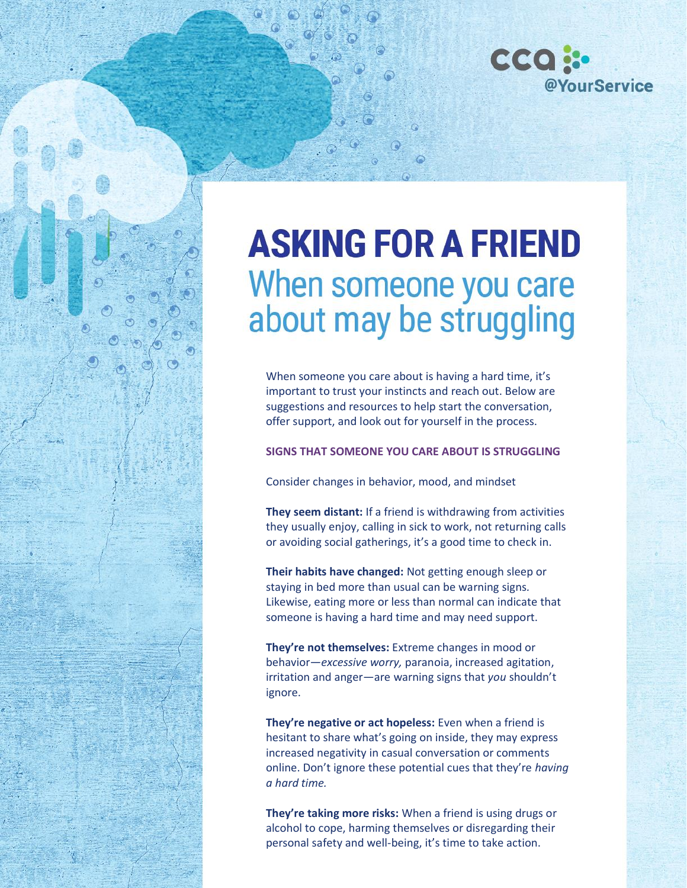cca @YourService

# ASKING FOR A FRIEND
## When someone you care about may be struggling

When someone you care about is having a hard time, it's important to trust your instincts and reach out. Below are suggestions and resources to help start the conversation, offer support, and look out for yourself in the process.

### SIGNS THAT SOMEONE YOU CARE ABOUT IS STRUGGLING

Consider changes in behavior, mood, and mindset

**They seem distant:** If a friend is withdrawing from activities they usually enjoy, calling in sick to work, not returning calls or avoiding social gatherings, it's a good time to check in.

**Their habits have changed:** Not getting enough sleep or staying in bed more than usual can be warning signs. Likewise, eating more or less than normal can indicate that someone is having a hard time and may need support.

**They're not themselves:** Extreme changes in mood or behavior—*excessive worry,* paranoia, increased agitation, irritation and anger—are warning signs that *you* shouldn't ignore.

**They're negative or act hopeless:** Even when a friend is hesitant to share what's going on inside, they may express increased negativity in casual conversation or comments online. Don't ignore these potential cues that they're *having a hard time.*

**They're taking more risks:** When a friend is using drugs or alcohol to cope, harming themselves or disregarding their personal safety and well-being, it's time to take action.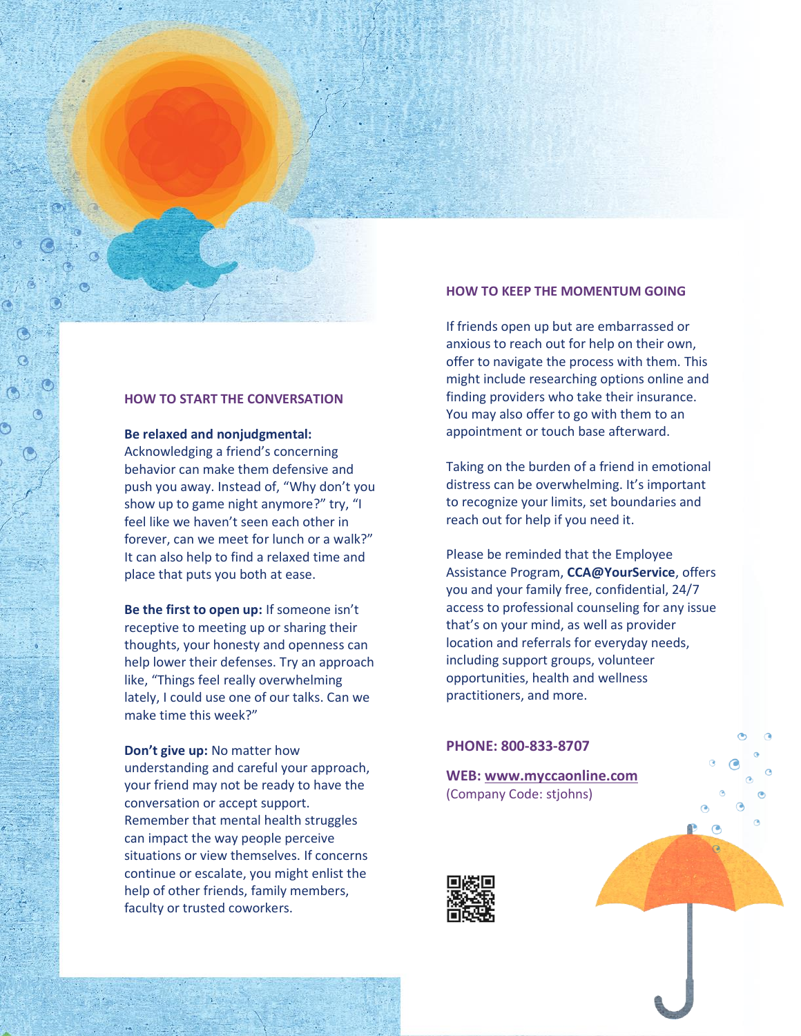## HOW TO START THE CONVERSATION

**Be relaxed and nonjudgmental:** Acknowledging a friend's concerning behavior can make them defensive and push you away. Instead of, "Why don't you show up to game night anymore?" try, "I feel like we haven't seen each other in forever, can we meet for lunch or a walk?" It can also help to find a relaxed time and place that puts you both at ease.

**Be the first to open up:** If someone isn't receptive to meeting up or sharing their thoughts, your honesty and openness can help lower their defenses. Try an approach like, "Things feel really overwhelming lately, I could use one of our talks. Can we make time this week?"

**Don't give up:** No matter how understanding and careful your approach, your friend may not be ready to have the conversation or accept support. Remember that mental health struggles can impact the way people perceive situations or view themselves. If concerns continue or escalate, you might enlist the help of other friends, family members, faculty or trusted coworkers.

## HOW TO KEEP THE MOMENTUM GOING

If friends open up but are embarrassed or anxious to reach out for help on their own, offer to navigate the process with them. This might include researching options online and finding providers who take their insurance. You may also offer to go with them to an appointment or touch base afterward.

Taking on the burden of a friend in emotional distress can be overwhelming. It's important to recognize your limits, set boundaries and reach out for help if you need it.

Please be reminded that the Employee Assistance Program, **CCA@YourService**, offers you and your family free, confidential, 24/7 access to professional counseling for any issue that's on your mind, as well as provider location and referrals for everyday needs, including support groups, volunteer opportunities, health and wellness practitioners, and more.

**PHONE: 800-833-8707**

**WEB: www.myccaonline.com**
(Company Code: stjohns)